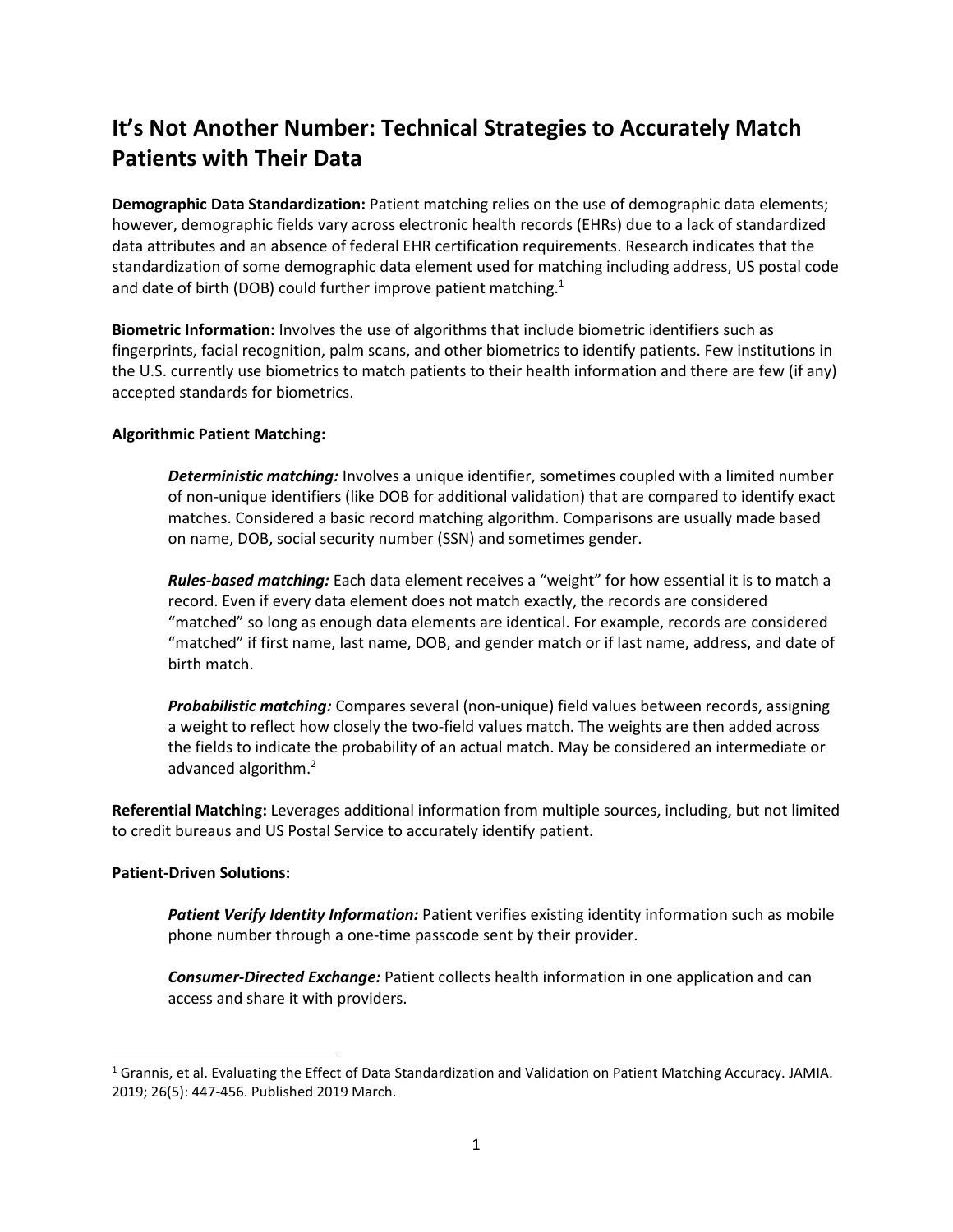# It's Not Another Number: Technical Strategies to Accurately Match Patients with Their Data

**Demographic Data Standardization:** Patient matching relies on the use of demographic data elements; however, demographic fields vary across electronic health records (EHRs) due to a lack of standardized data attributes and an absence of federal EHR certification requirements. Research indicates that the standardization of some demographic data element used for matching including address, US postal code and date of birth (DOB) could further improve patient matching.[1]

**Biometric Information:** Involves the use of algorithms that include biometric identifiers such as fingerprints, facial recognition, palm scans, and other biometrics to identify patients. Few institutions in the U.S. currently use biometrics to match patients to their health information and there are few (if any) accepted standards for biometrics.

**Algorithmic Patient Matching:**

> ***Deterministic matching:*** Involves a unique identifier, sometimes coupled with a limited number of non-unique identifiers (like DOB for additional validation) that are compared to identify exact matches. Considered a basic record matching algorithm. Comparisons are usually made based on name, DOB, social security number (SSN) and sometimes gender.
>
> ***Rules-based matching:*** Each data element receives a "weight" for how essential it is to match a record. Even if every data element does not match exactly, the records are considered "matched" so long as enough data elements are identical. For example, records are considered "matched" if first name, last name, DOB, and gender match or if last name, address, and date of birth match.
>
> ***Probabilistic matching:*** Compares several (non-unique) field values between records, assigning a weight to reflect how closely the two-field values match. The weights are then added across the fields to indicate the probability of an actual match. May be considered an intermediate or advanced algorithm.[2]

**Referential Matching:** Leverages additional information from multiple sources, including, but not limited to credit bureaus and US Postal Service to accurately identify patient.

**Patient-Driven Solutions:**

> ***Patient Verify Identity Information:*** Patient verifies existing identity information such as mobile phone number through a one-time passcode sent by their provider.
>
> ***Consumer-Directed Exchange:*** Patient collects health information in one application and can access and share it with providers.

---

[1] Grannis, et al. Evaluating the Effect of Data Standardization and Validation on Patient Matching Accuracy. JAMIA. 2019; 26(5): 447-456. Published 2019 March.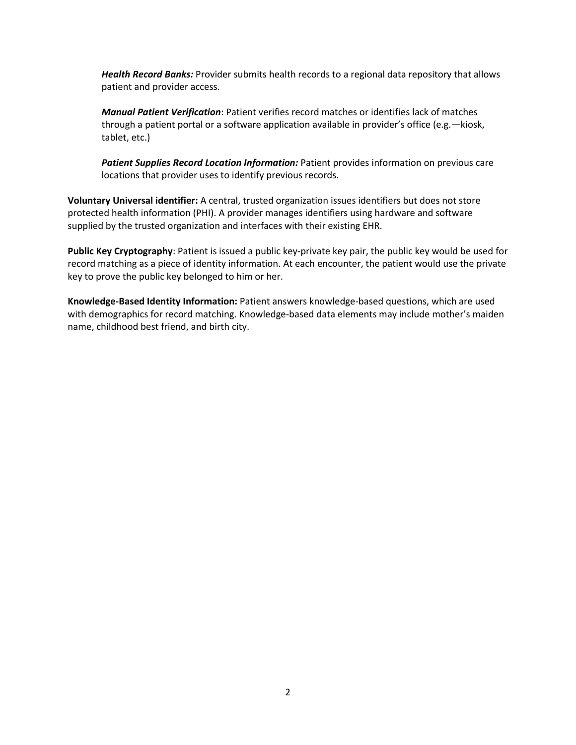***Health Record Banks:*** Provider submits health records to a regional data repository that allows patient and provider access.

***Manual Patient Verification***: Patient verifies record matches or identifies lack of matches through a patient portal or a software application available in provider's office (e.g.—kiosk, tablet, etc.)

***Patient Supplies Record Location Information:*** Patient provides information on previous care locations that provider uses to identify previous records.

**Voluntary Universal identifier:** A central, trusted organization issues identifiers but does not store protected health information (PHI). A provider manages identifiers using hardware and software supplied by the trusted organization and interfaces with their existing EHR.

**Public Key Cryptography**: Patient is issued a public key-private key pair, the public key would be used for record matching as a piece of identity information. At each encounter, the patient would use the private key to prove the public key belonged to him or her.

**Knowledge-Based Identity Information:** Patient answers knowledge-based questions, which are used with demographics for record matching. Knowledge-based data elements may include mother's maiden name, childhood best friend, and birth city.